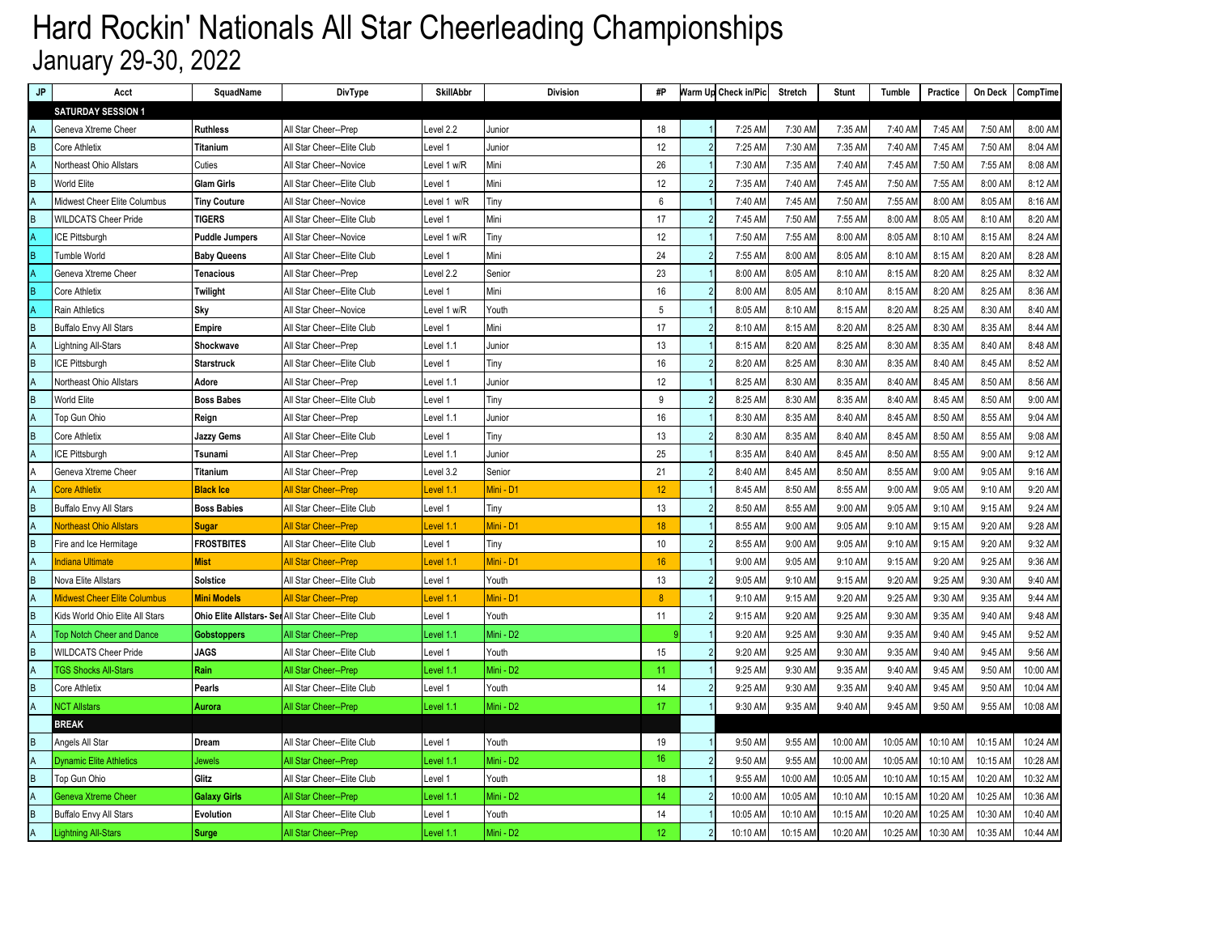# Hard Rockin' Nationals All Star Cheerleading Championships

## January 29-30, 2022

| JP | Acct | SquadName | DivType | SkillAbbr | Division | #P | Warm Up | Check in/Pic | Stretch | Stunt | Tumble | Practice | On Deck | CompTime |
|---|---|---|---|---|---|---|---|---|---|---|---|---|---|---|
| | **SATURDAY SESSION 1** | | | | | | | | | | | | | |
| A | Geneva Xtreme Cheer | **Ruthless** | All Star Cheer--Prep | Level 2.2 | Junior | 18 | 1 | 7:25 AM | 7:30 AM | 7:35 AM | 7:40 AM | 7:45 AM | 7:50 AM | 8:00 AM |
| B | Core Athletix | **Titanium** | All Star Cheer--Elite Club | Level 1 | Junior | 12 | 2 | 7:25 AM | 7:30 AM | 7:35 AM | 7:40 AM | 7:45 AM | 7:50 AM | 8:04 AM |
| A | Northeast Ohio Allstars | Cuties | All Star Cheer--Novice | Level 1 w/R | Mini | 26 | 1 | 7:30 AM | 7:35 AM | 7:40 AM | 7:45 AM | 7:50 AM | 7:55 AM | 8:08 AM |
| B | World Elite | **Glam Girls** | All Star Cheer--Elite Club | Level 1 | Mini | 12 | 2 | 7:35 AM | 7:40 AM | 7:45 AM | 7:50 AM | 7:55 AM | 8:00 AM | 8:12 AM |
| A | Midwest Cheer Elite Columbus | **Tiny Couture** | All Star Cheer--Novice | Level 1 w/R | Tiny | 6 | 1 | 7:40 AM | 7:45 AM | 7:50 AM | 7:55 AM | 8:00 AM | 8:05 AM | 8:16 AM |
| B | WILDCATS Cheer Pride | **TIGERS** | All Star Cheer--Elite Club | Level 1 | Mini | 17 | 2 | 7:45 AM | 7:50 AM | 7:55 AM | 8:00 AM | 8:05 AM | 8:10 AM | 8:20 AM |
| A | ICE Pittsburgh | **Puddle Jumpers** | All Star Cheer--Novice | Level 1 w/R | Tiny | 12 | 1 | 7:50 AM | 7:55 AM | 8:00 AM | 8:05 AM | 8:10 AM | 8:15 AM | 8:24 AM |
| B | Tumble World | **Baby Queens** | All Star Cheer--Elite Club | Level 1 | Mini | 24 | 2 | 7:55 AM | 8:00 AM | 8:05 AM | 8:10 AM | 8:15 AM | 8:20 AM | 8:28 AM |
| A | Geneva Xtreme Cheer | **Tenacious** | All Star Cheer--Prep | Level 2.2 | Senior | 23 | 1 | 8:00 AM | 8:05 AM | 8:10 AM | 8:15 AM | 8:20 AM | 8:25 AM | 8:32 AM |
| B | Core Athletix | **Twilight** | All Star Cheer--Elite Club | Level 1 | Mini | 16 | 2 | 8:00 AM | 8:05 AM | 8:10 AM | 8:15 AM | 8:20 AM | 8:25 AM | 8:36 AM |
| A | Rain Athletics | **Sky** | All Star Cheer--Novice | Level 1 w/R | Youth | 5 | 1 | 8:05 AM | 8:10 AM | 8:15 AM | 8:20 AM | 8:25 AM | 8:30 AM | 8:40 AM |
| B | Buffalo Envy All Stars | **Empire** | All Star Cheer--Elite Club | Level 1 | Mini | 17 | 2 | 8:10 AM | 8:15 AM | 8:20 AM | 8:25 AM | 8:30 AM | 8:35 AM | 8:44 AM |
| A | Lightning All-Stars | **Shockwave** | All Star Cheer--Prep | Level 1.1 | Junior | 13 | 1 | 8:15 AM | 8:20 AM | 8:25 AM | 8:30 AM | 8:35 AM | 8:40 AM | 8:48 AM |
| B | ICE Pittsburgh | **Starstruck** | All Star Cheer--Elite Club | Level 1 | Tiny | 16 | 2 | 8:20 AM | 8:25 AM | 8:30 AM | 8:35 AM | 8:40 AM | 8:45 AM | 8:52 AM |
| A | Northeast Ohio Allstars | **Adore** | All Star Cheer--Prep | Level 1.1 | Junior | 12 | 1 | 8:25 AM | 8:30 AM | 8:35 AM | 8:40 AM | 8:45 AM | 8:50 AM | 8:56 AM |
| B | World Elite | **Boss Babes** | All Star Cheer--Elite Club | Level 1 | Tiny | 9 | 2 | 8:25 AM | 8:30 AM | 8:35 AM | 8:40 AM | 8:45 AM | 8:50 AM | 9:00 AM |
| A | Top Gun Ohio | **Reign** | All Star Cheer--Prep | Level 1.1 | Junior | 16 | 1 | 8:30 AM | 8:35 AM | 8:40 AM | 8:45 AM | 8:50 AM | 8:55 AM | 9:04 AM |
| B | Core Athletix | **Jazzy Gems** | All Star Cheer--Elite Club | Level 1 | Tiny | 13 | 2 | 8:30 AM | 8:35 AM | 8:40 AM | 8:45 AM | 8:50 AM | 8:55 AM | 9:08 AM |
| A | ICE Pittsburgh | **Tsunami** | All Star Cheer--Prep | Level 1.1 | Junior | 25 | 1 | 8:35 AM | 8:40 AM | 8:45 AM | 8:50 AM | 8:55 AM | 9:00 AM | 9:12 AM |
| A | Geneva Xtreme Cheer | **Titanium** | All Star Cheer--Prep | Level 3.2 | Senior | 21 | 2 | 8:40 AM | 8:45 AM | 8:50 AM | 8:55 AM | 9:00 AM | 9:05 AM | 9:16 AM |
| A | Core Athletix | **Black Ice** | All Star Cheer--Prep | Level 1.1 | Mini - D1 | 12 | 1 | 8:45 AM | 8:50 AM | 8:55 AM | 9:00 AM | 9:05 AM | 9:10 AM | 9:20 AM |
| B | Buffalo Envy All Stars | **Boss Babies** | All Star Cheer--Elite Club | Level 1 | Tiny | 13 | 2 | 8:50 AM | 8:55 AM | 9:00 AM | 9:05 AM | 9:10 AM | 9:15 AM | 9:24 AM |
| A | Northeast Ohio Allstars | **Sugar** | All Star Cheer--Prep | Level 1.1 | Mini - D1 | 18 | 1 | 8:55 AM | 9:00 AM | 9:05 AM | 9:10 AM | 9:15 AM | 9:20 AM | 9:28 AM |
| B | Fire and Ice Hermitage | **FROSTBITES** | All Star Cheer--Elite Club | Level 1 | Tiny | 10 | 2 | 8:55 AM | 9:00 AM | 9:05 AM | 9:10 AM | 9:15 AM | 9:20 AM | 9:32 AM |
| A | Indiana Ultimate | **Mist** | All Star Cheer--Prep | Level 1.1 | Mini - D1 | 16 | 1 | 9:00 AM | 9:05 AM | 9:10 AM | 9:15 AM | 9:20 AM | 9:25 AM | 9:36 AM |
| B | Nova Elite Allstars | **Solstice** | All Star Cheer--Elite Club | Level 1 | Youth | 13 | 2 | 9:05 AM | 9:10 AM | 9:15 AM | 9:20 AM | 9:25 AM | 9:30 AM | 9:40 AM |
| A | Midwest Cheer Elite Columbus | **Mini Models** | All Star Cheer--Prep | Level 1.1 | Mini - D1 | 8 | 1 | 9:10 AM | 9:15 AM | 9:20 AM | 9:25 AM | 9:30 AM | 9:35 AM | 9:44 AM |
| B | Kids World Ohio Elite All Stars | **Ohio Elite Allstars- Ser** | All Star Cheer--Elite Club | Level 1 | Youth | 11 | 2 | 9:15 AM | 9:20 AM | 9:25 AM | 9:30 AM | 9:35 AM | 9:40 AM | 9:48 AM |
| A | Top Notch Cheer and Dance | **Gobstoppers** | All Star Cheer--Prep | Level 1.1 | Mini - D2 | 9 | 1 | 9:20 AM | 9:25 AM | 9:30 AM | 9:35 AM | 9:40 AM | 9:45 AM | 9:52 AM |
| B | WILDCATS Cheer Pride | **JAGS** | All Star Cheer--Elite Club | Level 1 | Youth | 15 | 2 | 9:20 AM | 9:25 AM | 9:30 AM | 9:35 AM | 9:40 AM | 9:45 AM | 9:56 AM |
| A | TGS Shocks All-Stars | **Rain** | All Star Cheer--Prep | Level 1.1 | Mini - D2 | 11 | 1 | 9:25 AM | 9:30 AM | 9:35 AM | 9:40 AM | 9:45 AM | 9:50 AM | 10:00 AM |
| B | Core Athletix | **Pearls** | All Star Cheer--Elite Club | Level 1 | Youth | 14 | 2 | 9:25 AM | 9:30 AM | 9:35 AM | 9:40 AM | 9:45 AM | 9:50 AM | 10:04 AM |
| A | NCT Allstars | **Aurora** | All Star Cheer--Prep | Level 1.1 | Mini - D2 | 17 | 1 | 9:30 AM | 9:35 AM | 9:40 AM | 9:45 AM | 9:50 AM | 9:55 AM | 10:08 AM |
| | **BREAK** | | | | | | | | | | | | | |
| B | Angels All Star | **Dream** | All Star Cheer--Elite Club | Level 1 | Youth | 19 | 1 | 9:50 AM | 9:55 AM | 10:00 AM | 10:05 AM | 10:10 AM | 10:15 AM | 10:24 AM |
| A | Dynamic Elite Athletics | Jewels | All Star Cheer--Prep | Level 1.1 | Mini - D2 | 16 | 2 | 9:50 AM | 9:55 AM | 10:00 AM | 10:05 AM | 10:10 AM | 10:15 AM | 10:28 AM |
| B | Top Gun Ohio | **Glitz** | All Star Cheer--Elite Club | Level 1 | Youth | 18 | 1 | 9:55 AM | 10:00 AM | 10:05 AM | 10:10 AM | 10:15 AM | 10:20 AM | 10:32 AM |
| A | Geneva Xtreme Cheer | **Galaxy Girls** | All Star Cheer--Prep | Level 1.1 | Mini - D2 | 14 | 2 | 10:00 AM | 10:05 AM | 10:10 AM | 10:15 AM | 10:20 AM | 10:25 AM | 10:36 AM |
| B | Buffalo Envy All Stars | **Evolution** | All Star Cheer--Elite Club | Level 1 | Youth | 14 | 1 | 10:05 AM | 10:10 AM | 10:15 AM | 10:20 AM | 10:25 AM | 10:30 AM | 10:40 AM |
| A | Lightning All-Stars | **Surge** | All Star Cheer--Prep | Level 1.1 | Mini - D2 | 12 | 2 | 10:10 AM | 10:15 AM | 10:20 AM | 10:25 AM | 10:30 AM | 10:35 AM | 10:44 AM |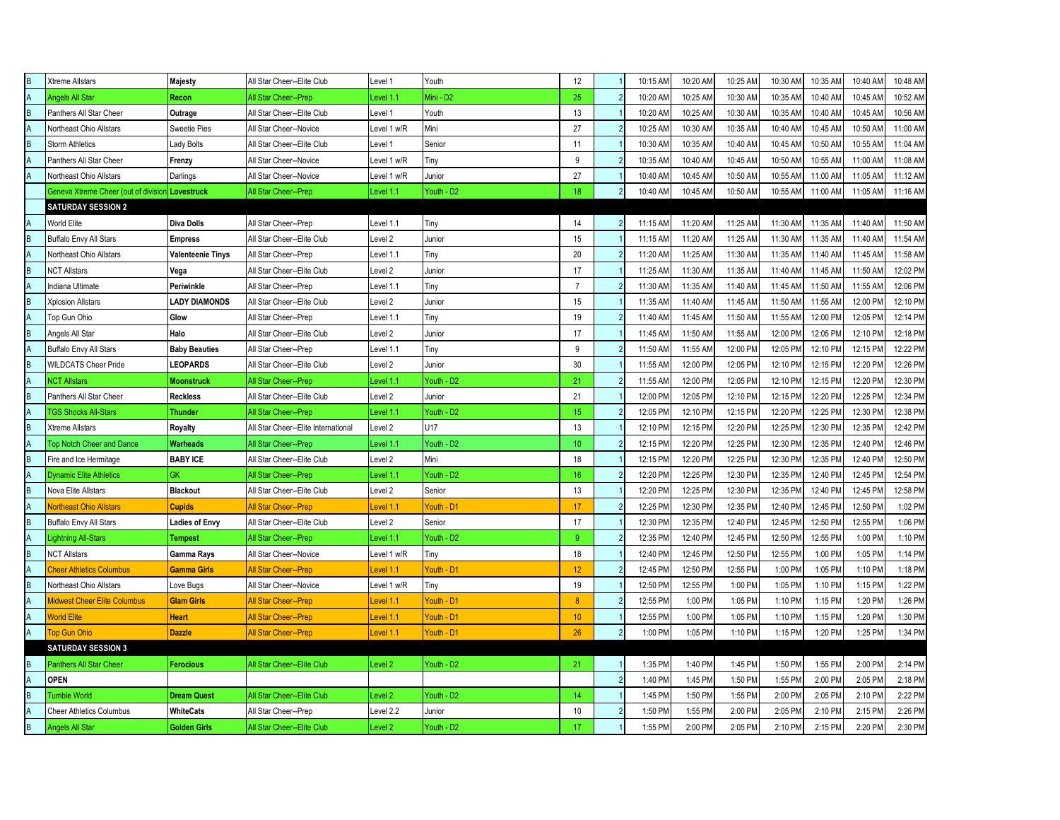| | | | | | | | | | | | | | | |
|---|---|---|---|---|---|---|---|---|---|---|---|---|---|---|
| B | Xtreme Allstars | **Majesty** | All Star Cheer--Elite Club | Level 1 | Youth | 12 | 1 | 10:15 AM | 10:20 AM | 10:25 AM | 10:30 AM | 10:35 AM | 10:40 AM | 10:48 AM |
| A | Angels All Star | **Recon** | All Star Cheer--Prep | Level 1.1 | Mini - D2 | 25 | 2 | 10:20 AM | 10:25 AM | 10:30 AM | 10:35 AM | 10:40 AM | 10:45 AM | 10:52 AM |
| B | Panthers All Star Cheer | **Outrage** | All Star Cheer--Elite Club | Level 1 | Youth | 13 | 1 | 10:20 AM | 10:25 AM | 10:30 AM | 10:35 AM | 10:40 AM | 10:45 AM | 10:56 AM |
| A | Northeast Ohio Allstars | Sweetie Pies | All Star Cheer--Novice | Level 1 w/R | Mini | 27 | 2 | 10:25 AM | 10:30 AM | 10:35 AM | 10:40 AM | 10:45 AM | 10:50 AM | 11:00 AM |
| B | Storm Athletics | Lady Bolts | All Star Cheer--Elite Club | Level 1 | Senior | 11 | 1 | 10:30 AM | 10:35 AM | 10:40 AM | 10:45 AM | 10:50 AM | 10:55 AM | 11:04 AM |
| A | Panthers All Star Cheer | Frenzy | All Star Cheer--Novice | Level 1 w/R | Tiny | 9 | 2 | 10:35 AM | 10:40 AM | 10:45 AM | 10:50 AM | 10:55 AM | 11:00 AM | 11:08 AM |
| A | Northeast Ohio Allstars | Darlings | All Star Cheer--Novice | Level 1 w/R | Junior | 27 | 1 | 10:40 AM | 10:45 AM | 10:50 AM | 10:55 AM | 11:00 AM | 11:05 AM | 11:12 AM |
| | Geneva Xtreme Cheer (out of division | **Lovestruck** | All Star Cheer--Prep | Level 1.1 | Youth - D2 | 18 | 2 | 10:40 AM | 10:45 AM | 10:50 AM | 10:55 AM | 11:00 AM | 11:05 AM | 11:16 AM |
| | **SATURDAY SESSION 2** | | | | | | | | | | | | | |
| A | World Elite | **Diva Dolls** | All Star Cheer--Prep | Level 1.1 | Tiny | 14 | 2 | 11:15 AM | 11:20 AM | 11:25 AM | 11:30 AM | 11:35 AM | 11:40 AM | 11:50 AM |
| B | Buffalo Envy All Stars | **Empress** | All Star Cheer--Elite Club | Level 2 | Junior | 15 | 1 | 11:15 AM | 11:20 AM | 11:25 AM | 11:30 AM | 11:35 AM | 11:40 AM | 11:54 AM |
| A | Northeast Ohio Allstars | **Valenteenie Tinys** | All Star Cheer--Prep | Level 1.1 | Tiny | 20 | 2 | 11:20 AM | 11:25 AM | 11:30 AM | 11:35 AM | 11:40 AM | 11:45 AM | 11:58 AM |
| B | NCT Allstars | **Vega** | All Star Cheer--Elite Club | Level 2 | Junior | 17 | 1 | 11:25 AM | 11:30 AM | 11:35 AM | 11:40 AM | 11:45 AM | 11:50 AM | 12:02 PM |
| A | Indiana Ultimate | **Periwinkle** | All Star Cheer--Prep | Level 1.1 | Tiny | 7 | 2 | 11:30 AM | 11:35 AM | 11:40 AM | 11:45 AM | 11:50 AM | 11:55 AM | 12:06 PM |
| B | Xplosion Allstars | **LADY DIAMONDS** | All Star Cheer--Elite Club | Level 2 | Junior | 15 | 1 | 11:35 AM | 11:40 AM | 11:45 AM | 11:50 AM | 11:55 AM | 12:00 PM | 12:10 PM |
| A | Top Gun Ohio | **Glow** | All Star Cheer--Prep | Level 1.1 | Tiny | 19 | 2 | 11:40 AM | 11:45 AM | 11:50 AM | 11:55 AM | 12:00 PM | 12:05 PM | 12:14 PM |
| B | Angels All Star | **Halo** | All Star Cheer--Elite Club | Level 2 | Junior | 17 | 1 | 11:45 AM | 11:50 AM | 11:55 AM | 12:00 PM | 12:05 PM | 12:10 PM | 12:18 PM |
| A | Buffalo Envy All Stars | **Baby Beauties** | All Star Cheer--Prep | Level 1.1 | Tiny | 9 | 2 | 11:50 AM | 11:55 AM | 12:00 PM | 12:05 PM | 12:10 PM | 12:15 PM | 12:22 PM |
| B | WILDCATS Cheer Pride | **LEOPARDS** | All Star Cheer--Elite Club | Level 2 | Junior | 30 | 1 | 11:55 AM | 12:00 PM | 12:05 PM | 12:10 PM | 12:15 PM | 12:20 PM | 12:26 PM |
| A | NCT Allstars | **Moonstruck** | All Star Cheer--Prep | Level 1.1 | Youth - D2 | 21 | 2 | 11:55 AM | 12:00 PM | 12:05 PM | 12:10 PM | 12:15 PM | 12:20 PM | 12:30 PM |
| B | Panthers All Star Cheer | **Reckless** | All Star Cheer--Elite Club | Level 2 | Junior | 21 | 1 | 12:00 PM | 12:05 PM | 12:10 PM | 12:15 PM | 12:20 PM | 12:25 PM | 12:34 PM |
| A | TGS Shocks All-Stars | **Thunder** | All Star Cheer--Prep | Level 1.1 | Youth - D2 | 15 | 2 | 12:05 PM | 12:10 PM | 12:15 PM | 12:20 PM | 12:25 PM | 12:30 PM | 12:38 PM |
| B | Xtreme Allstars | **Royalty** | All Star Cheer--Elite International | Level 2 | U17 | 13 | 1 | 12:10 PM | 12:15 PM | 12:20 PM | 12:25 PM | 12:30 PM | 12:35 PM | 12:42 PM |
| A | Top Notch Cheer and Dance | **Warheads** | All Star Cheer--Prep | Level 1.1 | Youth - D2 | 10 | 2 | 12:15 PM | 12:20 PM | 12:25 PM | 12:30 PM | 12:35 PM | 12:40 PM | 12:46 PM |
| B | Fire and Ice Hermitage | **BABY ICE** | All Star Cheer--Elite Club | Level 2 | Mini | 18 | 1 | 12:15 PM | 12:20 PM | 12:25 PM | 12:30 PM | 12:35 PM | 12:40 PM | 12:50 PM |
| A | Dynamic Elite Athletics | GK | All Star Cheer--Prep | Level 1.1 | Youth - D2 | 16 | 2 | 12:20 PM | 12:25 PM | 12:30 PM | 12:35 PM | 12:40 PM | 12:45 PM | 12:54 PM |
| B | Nova Elite Allstars | **Blackout** | All Star Cheer--Elite Club | Level 2 | Senior | 13 | 1 | 12:20 PM | 12:25 PM | 12:30 PM | 12:35 PM | 12:40 PM | 12:45 PM | 12:58 PM |
| A | Northeast Ohio Allstars | **Cupids** | All Star Cheer--Prep | Level 1.1 | Youth - D1 | 17 | 2 | 12:25 PM | 12:30 PM | 12:35 PM | 12:40 PM | 12:45 PM | 12:50 PM | 1:02 PM |
| B | Buffalo Envy All Stars | **Ladies of Envy** | All Star Cheer--Elite Club | Level 2 | Senior | 17 | 1 | 12:30 PM | 12:35 PM | 12:40 PM | 12:45 PM | 12:50 PM | 12:55 PM | 1:06 PM |
| A | Lightning All-Stars | **Tempest** | All Star Cheer--Prep | Level 1.1 | Youth - D2 | 9 | 2 | 12:35 PM | 12:40 PM | 12:45 PM | 12:50 PM | 12:55 PM | 1:00 PM | 1:10 PM |
| B | NCT Allstars | **Gamma Rays** | All Star Cheer--Novice | Level 1 w/R | Tiny | 18 | 1 | 12:40 PM | 12:45 PM | 12:50 PM | 12:55 PM | 1:00 PM | 1:05 PM | 1:14 PM |
| A | Cheer Athletics Columbus | **Gamma Girls** | All Star Cheer--Prep | Level 1.1 | Youth - D1 | 12 | 2 | 12:45 PM | 12:50 PM | 12:55 PM | 1:00 PM | 1:05 PM | 1:10 PM | 1:18 PM |
| B | Northeast Ohio Allstars | Love Bugs | All Star Cheer--Novice | Level 1 w/R | Tiny | 19 | 1 | 12:50 PM | 12:55 PM | 1:00 PM | 1:05 PM | 1:10 PM | 1:15 PM | 1:22 PM |
| A | Midwest Cheer Elite Columbus | **Glam Girls** | All Star Cheer--Prep | Level 1.1 | Youth - D1 | 8 | 2 | 12:55 PM | 1:00 PM | 1:05 PM | 1:10 PM | 1:15 PM | 1:20 PM | 1:26 PM |
| A | World Elite | **Heart** | All Star Cheer--Prep | Level 1.1 | Youth - D1 | 10 | 1 | 12:55 PM | 1:00 PM | 1:05 PM | 1:10 PM | 1:15 PM | 1:20 PM | 1:30 PM |
| A | Top Gun Ohio | **Dazzle** | All Star Cheer--Prep | Level 1.1 | Youth - D1 | 26 | 2 | 1:00 PM | 1:05 PM | 1:10 PM | 1:15 PM | 1:20 PM | 1:25 PM | 1:34 PM |
| | **SATURDAY SESSION 3** | | | | | | | | | | | | | |
| B | Panthers All Star Cheer | **Ferocious** | All Star Cheer--Elite Club | Level 2 | Youth - D2 | 21 | 1 | 1:35 PM | 1:40 PM | 1:45 PM | 1:50 PM | 1:55 PM | 2:00 PM | 2:14 PM |
| A | **OPEN** | | | | | | 2 | 1:40 PM | 1:45 PM | 1:50 PM | 1:55 PM | 2:00 PM | 2:05 PM | 2:18 PM |
| B | Tumble World | **Dream Quest** | All Star Cheer--Elite Club | Level 2 | Youth - D2 | 14 | 1 | 1:45 PM | 1:50 PM | 1:55 PM | 2:00 PM | 2:05 PM | 2:10 PM | 2:22 PM |
| A | Cheer Athletics Columbus | **WhiteCats** | All Star Cheer--Prep | Level 2.2 | Junior | 10 | 2 | 1:50 PM | 1:55 PM | 2:00 PM | 2:05 PM | 2:10 PM | 2:15 PM | 2:26 PM |
| B | Angels All Star | **Golden Girls** | All Star Cheer--Elite Club | Level 2 | Youth - D2 | 17 | 1 | 1:55 PM | 2:00 PM | 2:05 PM | 2:10 PM | 2:15 PM | 2:20 PM | 2:30 PM |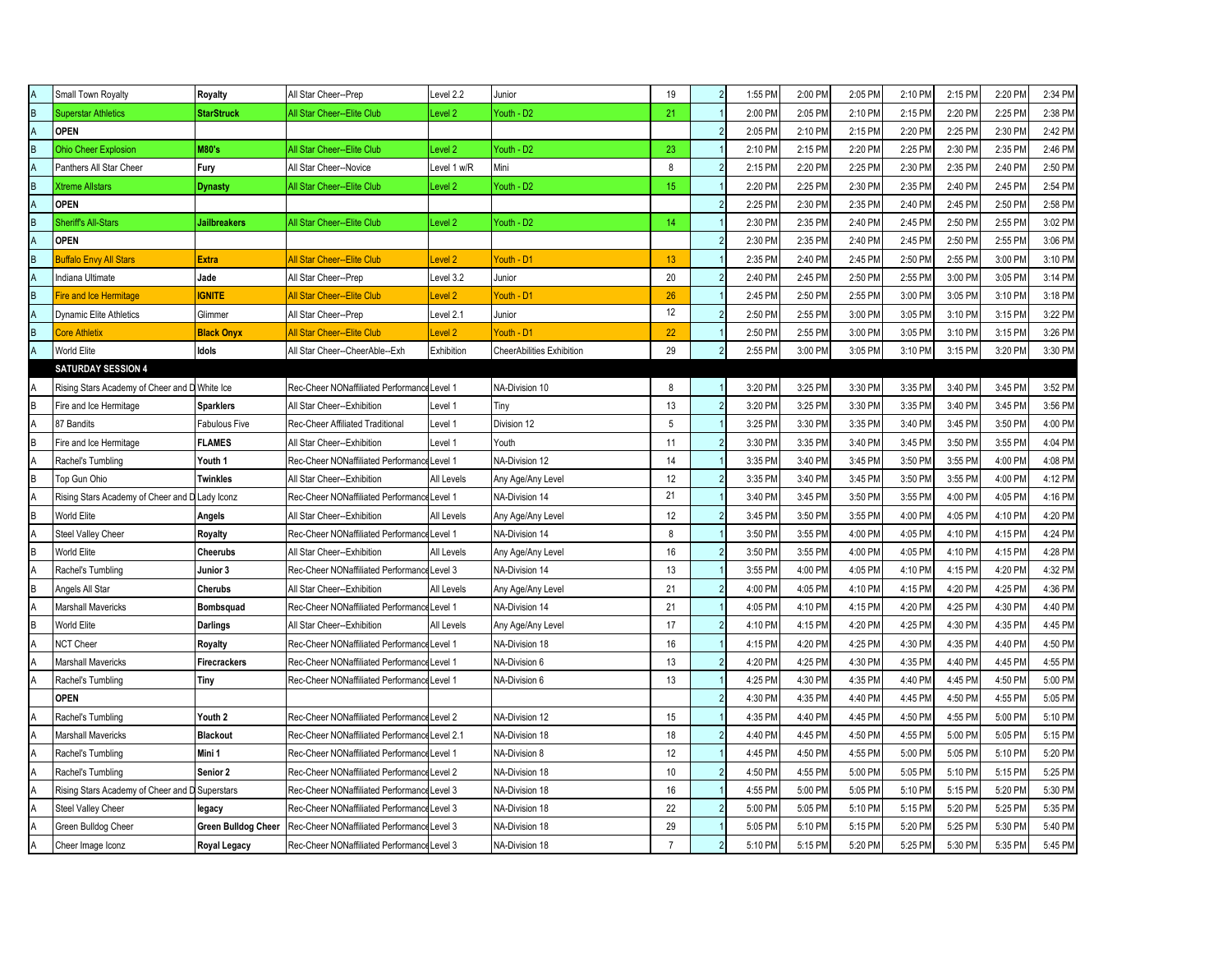| | | | | | | | | | | | | | | |
|---|---|---|---|---|---|---|---|---|---|---|---|---|---|---|
| A | Small Town Royalty | **Royalty** | All Star Cheer--Prep | Level 2.2 | Junior | 19 | 2 | 1:55 PM | 2:00 PM | 2:05 PM | 2:10 PM | 2:15 PM | 2:20 PM | 2:34 PM |
| B | Superstar Athletics | **StarStruck** | All Star Cheer--Elite Club | Level 2 | Youth - D2 | 21 | 1 | 2:00 PM | 2:05 PM | 2:10 PM | 2:15 PM | 2:20 PM | 2:25 PM | 2:38 PM |
| A | **OPEN** | | | | | | 2 | 2:05 PM | 2:10 PM | 2:15 PM | 2:20 PM | 2:25 PM | 2:30 PM | 2:42 PM |
| B | Ohio Cheer Explosion | **M80's** | All Star Cheer--Elite Club | Level 2 | Youth - D2 | 23 | 1 | 2:10 PM | 2:15 PM | 2:20 PM | 2:25 PM | 2:30 PM | 2:35 PM | 2:46 PM |
| A | Panthers All Star Cheer | **Fury** | All Star Cheer--Novice | Level 1 w/R | Mini | 8 | 2 | 2:15 PM | 2:20 PM | 2:25 PM | 2:30 PM | 2:35 PM | 2:40 PM | 2:50 PM |
| B | Xtreme Allstars | **Dynasty** | All Star Cheer--Elite Club | Level 2 | Youth - D2 | 15 | 1 | 2:20 PM | 2:25 PM | 2:30 PM | 2:35 PM | 2:40 PM | 2:45 PM | 2:54 PM |
| A | **OPEN** | | | | | | 2 | 2:25 PM | 2:30 PM | 2:35 PM | 2:40 PM | 2:45 PM | 2:50 PM | 2:58 PM |
| B | Sheriff's All-Stars | **Jailbreakers** | All Star Cheer--Elite Club | Level 2 | Youth - D2 | 14 | 1 | 2:30 PM | 2:35 PM | 2:40 PM | 2:45 PM | 2:50 PM | 2:55 PM | 3:02 PM |
| A | **OPEN** | | | | | | 2 | 2:30 PM | 2:35 PM | 2:40 PM | 2:45 PM | 2:50 PM | 2:55 PM | 3:06 PM |
| B | Buffalo Envy All Stars | **Extra** | All Star Cheer--Elite Club | Level 2 | Youth - D1 | 13 | 1 | 2:35 PM | 2:40 PM | 2:45 PM | 2:50 PM | 2:55 PM | 3:00 PM | 3:10 PM |
| A | Indiana Ultimate | **Jade** | All Star Cheer--Prep | Level 3.2 | Junior | 20 | 2 | 2:40 PM | 2:45 PM | 2:50 PM | 2:55 PM | 3:00 PM | 3:05 PM | 3:14 PM |
| B | Fire and Ice Hermitage | **IGNITE** | All Star Cheer--Elite Club | Level 2 | Youth - D1 | 26 | 1 | 2:45 PM | 2:50 PM | 2:55 PM | 3:00 PM | 3:05 PM | 3:10 PM | 3:18 PM |
| A | Dynamic Elite Athletics | Glimmer | All Star Cheer--Prep | Level 2.1 | Junior | 12 | 2 | 2:50 PM | 2:55 PM | 3:00 PM | 3:05 PM | 3:10 PM | 3:15 PM | 3:22 PM |
| B | Core Athletix | **Black Onyx** | All Star Cheer--Elite Club | Level 2 | Youth - D1 | 22 | 1 | 2:50 PM | 2:55 PM | 3:00 PM | 3:05 PM | 3:10 PM | 3:15 PM | 3:26 PM |
| A | World Elite | **Idols** | All Star Cheer--CheerAble--Exh | Exhibition | CheerAbilities Exhibition | 29 | 2 | 2:55 PM | 3:00 PM | 3:05 PM | 3:10 PM | 3:15 PM | 3:20 PM | 3:30 PM |
| | **SATURDAY SESSION 4** | | | | | | | | | | | | | |
| A | Rising Stars Academy of Cheer and D | White Ice | Rec-Cheer NONaffiliated Performance | Level 1 | NA-Division 10 | 8 | 1 | 3:20 PM | 3:25 PM | 3:30 PM | 3:35 PM | 3:40 PM | 3:45 PM | 3:52 PM |
| B | Fire and Ice Hermitage | **Sparklers** | All Star Cheer--Exhibition | Level 1 | Tiny | 13 | 2 | 3:20 PM | 3:25 PM | 3:30 PM | 3:35 PM | 3:40 PM | 3:45 PM | 3:56 PM |
| A | 87 Bandits | Fabulous Five | Rec-Cheer Affiliated Traditional | Level 1 | Division 12 | 5 | 1 | 3:25 PM | 3:30 PM | 3:35 PM | 3:40 PM | 3:45 PM | 3:50 PM | 4:00 PM |
| B | Fire and Ice Hermitage | **FLAMES** | All Star Cheer--Exhibition | Level 1 | Youth | 11 | 2 | 3:30 PM | 3:35 PM | 3:40 PM | 3:45 PM | 3:50 PM | 3:55 PM | 4:04 PM |
| A | Rachel's Tumbling | **Youth 1** | Rec-Cheer NONaffiliated Performance | Level 1 | NA-Division 12 | 14 | 1 | 3:35 PM | 3:40 PM | 3:45 PM | 3:50 PM | 3:55 PM | 4:00 PM | 4:08 PM |
| B | Top Gun Ohio | **Twinkles** | All Star Cheer--Exhibition | All Levels | Any Age/Any Level | 12 | 2 | 3:35 PM | 3:40 PM | 3:45 PM | 3:50 PM | 3:55 PM | 4:00 PM | 4:12 PM |
| A | Rising Stars Academy of Cheer and D | Lady Iconz | Rec-Cheer NONaffiliated Performance | Level 1 | NA-Division 14 | 21 | 1 | 3:40 PM | 3:45 PM | 3:50 PM | 3:55 PM | 4:00 PM | 4:05 PM | 4:16 PM |
| B | World Elite | **Angels** | All Star Cheer--Exhibition | All Levels | Any Age/Any Level | 12 | 2 | 3:45 PM | 3:50 PM | 3:55 PM | 4:00 PM | 4:05 PM | 4:10 PM | 4:20 PM |
| A | Steel Valley Cheer | **Royalty** | Rec-Cheer NONaffiliated Performance | Level 1 | NA-Division 14 | 8 | 1 | 3:50 PM | 3:55 PM | 4:00 PM | 4:05 PM | 4:10 PM | 4:15 PM | 4:24 PM |
| B | World Elite | **Cheerubs** | All Star Cheer--Exhibition | All Levels | Any Age/Any Level | 16 | 2 | 3:50 PM | 3:55 PM | 4:00 PM | 4:05 PM | 4:10 PM | 4:15 PM | 4:28 PM |
| A | Rachel's Tumbling | **Junior 3** | Rec-Cheer NONaffiliated Performance | Level 3 | NA-Division 14 | 13 | 1 | 3:55 PM | 4:00 PM | 4:05 PM | 4:10 PM | 4:15 PM | 4:20 PM | 4:32 PM |
| B | Angels All Star | **Cherubs** | All Star Cheer--Exhibition | All Levels | Any Age/Any Level | 21 | 2 | 4:00 PM | 4:05 PM | 4:10 PM | 4:15 PM | 4:20 PM | 4:25 PM | 4:36 PM |
| A | Marshall Mavericks | **Bombsquad** | Rec-Cheer NONaffiliated Performance | Level 1 | NA-Division 14 | 21 | 1 | 4:05 PM | 4:10 PM | 4:15 PM | 4:20 PM | 4:25 PM | 4:30 PM | 4:40 PM |
| B | World Elite | **Darlings** | All Star Cheer--Exhibition | All Levels | Any Age/Any Level | 17 | 2 | 4:10 PM | 4:15 PM | 4:20 PM | 4:25 PM | 4:30 PM | 4:35 PM | 4:45 PM |
| A | NCT Cheer | **Royalty** | Rec-Cheer NONaffiliated Performance | Level 1 | NA-Division 18 | 16 | 1 | 4:15 PM | 4:20 PM | 4:25 PM | 4:30 PM | 4:35 PM | 4:40 PM | 4:50 PM |
| A | Marshall Mavericks | **Firecrackers** | Rec-Cheer NONaffiliated Performance | Level 1 | NA-Division 6 | 13 | 2 | 4:20 PM | 4:25 PM | 4:30 PM | 4:35 PM | 4:40 PM | 4:45 PM | 4:55 PM |
| A | Rachel's Tumbling | **Tiny** | Rec-Cheer NONaffiliated Performance | Level 1 | NA-Division 6 | 13 | 1 | 4:25 PM | 4:30 PM | 4:35 PM | 4:40 PM | 4:45 PM | 4:50 PM | 5:00 PM |
| | **OPEN** | | | | | | 2 | 4:30 PM | 4:35 PM | 4:40 PM | 4:45 PM | 4:50 PM | 4:55 PM | 5:05 PM |
| A | Rachel's Tumbling | **Youth 2** | Rec-Cheer NONaffiliated Performance | Level 2 | NA-Division 12 | 15 | 1 | 4:35 PM | 4:40 PM | 4:45 PM | 4:50 PM | 4:55 PM | 5:00 PM | 5:10 PM |
| A | Marshall Mavericks | **Blackout** | Rec-Cheer NONaffiliated Performance | Level 2.1 | NA-Division 18 | 18 | 2 | 4:40 PM | 4:45 PM | 4:50 PM | 4:55 PM | 5:00 PM | 5:05 PM | 5:15 PM |
| A | Rachel's Tumbling | **Mini 1** | Rec-Cheer NONaffiliated Performance | Level 1 | NA-Division 8 | 12 | 1 | 4:45 PM | 4:50 PM | 4:55 PM | 5:00 PM | 5:05 PM | 5:10 PM | 5:20 PM |
| A | Rachel's Tumbling | **Senior 2** | Rec-Cheer NONaffiliated Performance | Level 2 | NA-Division 18 | 10 | 2 | 4:50 PM | 4:55 PM | 5:00 PM | 5:05 PM | 5:10 PM | 5:15 PM | 5:25 PM |
| A | Rising Stars Academy of Cheer and D | Superstars | Rec-Cheer NONaffiliated Performance | Level 3 | NA-Division 18 | 16 | 1 | 4:55 PM | 5:00 PM | 5:05 PM | 5:10 PM | 5:15 PM | 5:20 PM | 5:30 PM |
| A | Steel Valley Cheer | **legacy** | Rec-Cheer NONaffiliated Performance | Level 3 | NA-Division 18 | 22 | 2 | 5:00 PM | 5:05 PM | 5:10 PM | 5:15 PM | 5:20 PM | 5:25 PM | 5:35 PM |
| A | Green Bulldog Cheer | **Green Bulldog Cheer** | Rec-Cheer NONaffiliated Performance | Level 3 | NA-Division 18 | 29 | 1 | 5:05 PM | 5:10 PM | 5:15 PM | 5:20 PM | 5:25 PM | 5:30 PM | 5:40 PM |
| A | Cheer Image Iconz | **Royal Legacy** | Rec-Cheer NONaffiliated Performance | Level 3 | NA-Division 18 | 7 | 2 | 5:10 PM | 5:15 PM | 5:20 PM | 5:25 PM | 5:30 PM | 5:35 PM | 5:45 PM |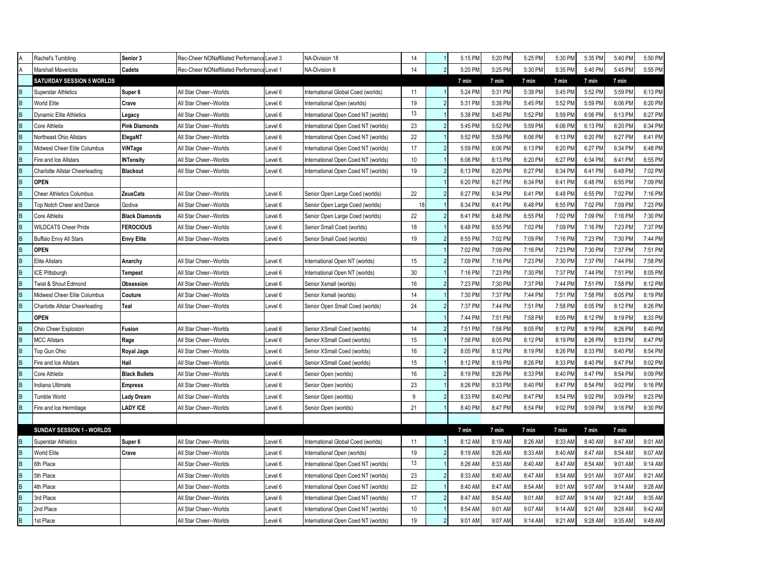| | | | | | | | | | | | | | | |
|---|---|---|---|---|---|---|---|---|---|---|---|---|---|---|
| A | Rachel's Tumbling | **Senior 3** | Rec-Cheer NONaffiliated Performance | Level 3 | NA-Division 18 | 14 | 1 | 5:15 PM | 5:20 PM | 5:25 PM | 5:30 PM | 5:35 PM | 5:40 PM | 5:50 PM |
| A | Marshall Mavericks | **Cadets** | Rec-Cheer NONaffiliated Performance | Level 1 | NA-Division 8 | 14 | 2 | 5:20 PM | 5:25 PM | 5:30 PM | 5:35 PM | 5:40 PM | 5:45 PM | 5:55 PM |
| | **SATURDAY SESSION 5 WORLDS** | | | | | | | **7 min** | **7 min** | **7 min** | **7 min** | **7 min** | **7 min** | |
| B | Superstar Athletics | **Super 6** | All Star Cheer--Worlds | Level 6 | International Global Coed (worlds) | 11 | 1 | 5:24 PM | 5:31 PM | 5:38 PM | 5:45 PM | 5:52 PM | 5:59 PM | 6:13 PM |
| B | World Elite | **Crave** | All Star Cheer--Worlds | Level 6 | International Open (worlds) | 19 | 2 | 5:31 PM | 5:38 PM | 5:45 PM | 5:52 PM | 5:59 PM | 6:06 PM | 6:20 PM |
| B | Dynamic Elite Athletics | **Legacy** | All Star Cheer--Worlds | Level 6 | International Open Coed NT (worlds) | 13 | 1 | 5:38 PM | 5:45 PM | 5:52 PM | 5:59 PM | 6:06 PM | 6:13 PM | 6:27 PM |
| B | Core Athletix | **Pink Diamonds** | All Star Cheer--Worlds | Level 6 | International Open Coed NT (worlds) | 23 | 2 | 5:45 PM | 5:52 PM | 5:59 PM | 6:06 PM | 6:13 PM | 6:20 PM | 6:34 PM |
| B | Northeast Ohio Allstars | **ElegaNT** | All Star Cheer--Worlds | Level 6 | International Open Coed NT (worlds) | 22 | 1 | 5:52 PM | 5:59 PM | 6:06 PM | 6:13 PM | 6:20 PM | 6:27 PM | 6:41 PM |
| B | Midwest Cheer Elite Columbus | **ViNTage** | All Star Cheer--Worlds | Level 6 | International Open Coed NT (worlds) | 17 | 2 | 5:59 PM | 6:06 PM | 6:13 PM | 6:20 PM | 6:27 PM | 6:34 PM | 6:48 PM |
| B | Fire and Ice Allstars | **INTensity** | All Star Cheer--Worlds | Level 6 | International Open Coed NT (worlds) | 10 | 1 | 6:06 PM | 6:13 PM | 6:20 PM | 6:27 PM | 6:34 PM | 6:41 PM | 6:55 PM |
| B | Charlotte Allstar Cheerleading | **Blackout** | All Star Cheer--Worlds | Level 6 | International Open Coed NT (worlds) | 19 | 2 | 6:13 PM | 6:20 PM | 6:27 PM | 6:34 PM | 6:41 PM | 6:48 PM | 7:02 PM |
| B | **OPEN** | | | | | | 1 | 6:20 PM | 6:27 PM | 6:34 PM | 6:41 PM | 6:48 PM | 6:55 PM | 7:09 PM |
| B | Cheer Athletics Columbus | **ZeusCats** | All Star Cheer--Worlds | Level 6 | Senior Open Large Coed (worlds) | 22 | 2 | 6:27 PM | 6:34 PM | 6:41 PM | 6:48 PM | 6:55 PM | 7:02 PM | 7:16 PM |
| B | Top Notch Cheer and Dance | Godiva | All Star Cheer--Worlds | Level 6 | Senior Open Large Coed (worlds) | 18 | 1 | 6:34 PM | 6:41 PM | 6:48 PM | 6:55 PM | 7:02 PM | 7:09 PM | 7:23 PM |
| B | Core Athletix | **Black Diamonds** | All Star Cheer--Worlds | Level 6 | Senior Open Large Coed (worlds) | 22 | 2 | 6:41 PM | 6:48 PM | 6:55 PM | 7:02 PM | 7:09 PM | 7:16 PM | 7:30 PM |
| B | WILDCATS Cheer Pride | **FEROCIOUS** | All Star Cheer--Worlds | Level 6 | Senior Small Coed (worlds) | 18 | 1 | 6:48 PM | 6:55 PM | 7:02 PM | 7:09 PM | 7:16 PM | 7:23 PM | 7:37 PM |
| B | Buffalo Envy All Stars | **Envy Elite** | All Star Cheer--Worlds | Level 6 | Senior Small Coed (worlds) | 19 | 2 | 6:55 PM | 7:02 PM | 7:09 PM | 7:16 PM | 7:23 PM | 7:30 PM | 7:44 PM |
| B | **OPEN** | | | | | | 1 | 7:02 PM | 7:09 PM | 7:16 PM | 7:23 PM | 7:30 PM | 7:37 PM | 7:51 PM |
| B | Elite Allstars | **Anarchy** | All Star Cheer--Worlds | Level 6 | International Open NT (worlds) | 15 | 2 | 7:09 PM | 7:16 PM | 7:23 PM | 7:30 PM | 7:37 PM | 7:44 PM | 7:58 PM |
| B | ICE Pittsburgh | **Tempest** | All Star Cheer--Worlds | Level 6 | International Open NT (worlds) | 30 | 1 | 7:16 PM | 7:23 PM | 7:30 PM | 7:37 PM | 7:44 PM | 7:51 PM | 8:05 PM |
| B | Twist & Shout Edmond | **Obsession** | All Star Cheer--Worlds | Level 6 | Senior Xsmall (worlds) | 16 | 2 | 7:23 PM | 7:30 PM | 7:37 PM | 7:44 PM | 7:51 PM | 7:58 PM | 8:12 PM |
| B | Midwest Cheer Elite Columbus | **Couture** | All Star Cheer--Worlds | Level 6 | Senior Xsmall (worlds) | 14 | 1 | 7:30 PM | 7:37 PM | 7:44 PM | 7:51 PM | 7:58 PM | 8:05 PM | 8:19 PM |
| B | Charlotte Allstar Cheerleading | **Teal** | All Star Cheer--Worlds | Level 6 | Senior Open Small Coed (worlds) | 24 | 2 | 7:37 PM | 7:44 PM | 7:51 PM | 7:58 PM | 8:05 PM | 8:12 PM | 8:26 PM |
| | **OPEN** | | | | | | 1 | 7:44 PM | 7:51 PM | 7:58 PM | 8:05 PM | 8:12 PM | 8:19 PM | 8:33 PM |
| B | Ohio Cheer Explosion | **Fusion** | All Star Cheer--Worlds | Level 6 | Senior XSmall Coed (worlds) | 14 | 2 | 7:51 PM | 7:58 PM | 8:05 PM | 8:12 PM | 8:19 PM | 8:26 PM | 8:40 PM |
| B | MCC Allstars | **Rage** | All Star Cheer--Worlds | Level 6 | Senior XSmall Coed (worlds) | 15 | 1 | 7:58 PM | 8:05 PM | 8:12 PM | 8:19 PM | 8:26 PM | 8:33 PM | 8:47 PM |
| B | Top Gun Ohio | **Royal Jags** | All Star Cheer--Worlds | Level 6 | Senior XSmall Coed (worlds) | 16 | 2 | 8:05 PM | 8:12 PM | 8:19 PM | 8:26 PM | 8:33 PM | 8:40 PM | 8:54 PM |
| B | Fire and Ice Allstars | **Hail** | All Star Cheer--Worlds | Level 6 | Senior XSmall Coed (worlds) | 15 | 1 | 8:12 PM | 8:19 PM | 8:26 PM | 8:33 PM | 8:40 PM | 8:47 PM | 9:02 PM |
| B | Core Athletix | **Black Bullets** | All Star Cheer--Worlds | Level 6 | Senior Open (worlds) | 16 | 2 | 8:19 PM | 8:26 PM | 8:33 PM | 8:40 PM | 8:47 PM | 8:54 PM | 9:09 PM |
| B | Indiana Ultimate | **Empress** | All Star Cheer--Worlds | Level 6 | Senior Open (worlds) | 23 | 1 | 8:26 PM | 8:33 PM | 8:40 PM | 8:47 PM | 8:54 PM | 9:02 PM | 9:16 PM |
| B | Tumble World | **Lady Dream** | All Star Cheer--Worlds | Level 6 | Senior Open (worlds) | 9 | 2 | 8:33 PM | 8:40 PM | 8:47 PM | 8:54 PM | 9:02 PM | 9:09 PM | 9:23 PM |
| B | Fire and Ice Hermitage | **LADY ICE** | All Star Cheer--Worlds | Level 6 | Senior Open (worlds) | 21 | 1 | 8:40 PM | 8:47 PM | 8:54 PM | 9:02 PM | 9:09 PM | 9:16 PM | 9:30 PM |
| | | | | | | | | | | | | | | |
| | **SUNDAY SESSION 1 - WORLDS** | | | | | | | **7 min** | **7 min** | **7 min** | **7 min** | **7 min** | **7 min** | |
| B | Superstar Athletics | **Super 6** | All Star Cheer--Worlds | Level 6 | International Global Coed (worlds) | 11 | 1 | 8:12 AM | 8:19 AM | 8:26 AM | 8:33 AM | 8:40 AM | 8:47 AM | 9:01 AM |
| B | World Elite | **Crave** | All Star Cheer--Worlds | Level 6 | International Open (worlds) | 19 | 2 | 8:19 AM | 8:26 AM | 8:33 AM | 8:40 AM | 8:47 AM | 8:54 AM | 9:07 AM |
| B | 6th Place | | All Star Cheer--Worlds | Level 6 | International Open Coed NT (worlds) | 13 | 1 | 8:26 AM | 8:33 AM | 8:40 AM | 8:47 AM | 8:54 AM | 9:01 AM | 9:14 AM |
| B | 5th Place | | All Star Cheer--Worlds | Level 6 | International Open Coed NT (worlds) | 23 | 2 | 8:33 AM | 8:40 AM | 8:47 AM | 8:54 AM | 9:01 AM | 9:07 AM | 9:21 AM |
| B | 4th Place | | All Star Cheer--Worlds | Level 6 | International Open Coed NT (worlds) | 22 | 1 | 8:40 AM | 8:47 AM | 8:54 AM | 9:01 AM | 9:07 AM | 9:14 AM | 9:28 AM |
| B | 3rd Place | | All Star Cheer--Worlds | Level 6 | International Open Coed NT (worlds) | 17 | 2 | 8:47 AM | 8:54 AM | 9:01 AM | 9:07 AM | 9:14 AM | 9:21 AM | 9:35 AM |
| B | 2nd Place | | All Star Cheer--Worlds | Level 6 | International Open Coed NT (worlds) | 10 | 1 | 8:54 AM | 9:01 AM | 9:07 AM | 9:14 AM | 9:21 AM | 9:28 AM | 9:42 AM |
| B | 1st Place | | All Star Cheer--Worlds | Level 6 | International Open Coed NT (worlds) | 19 | 2 | 9:01 AM | 9:07 AM | 9:14 AM | 9:21 AM | 9:28 AM | 9:35 AM | 9:49 AM |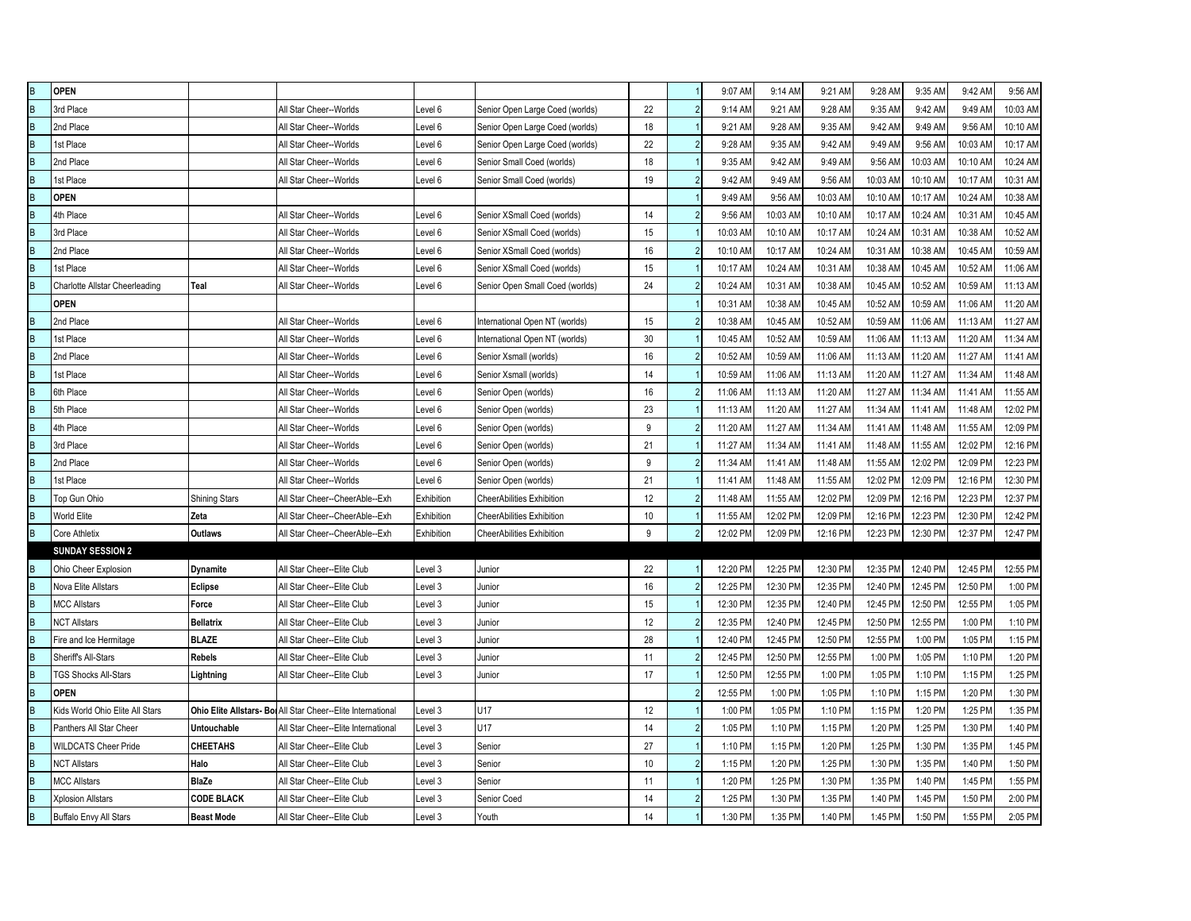| | | | | | | | | | | | | | | |
|---|---|---|---|---|---|---|---|---|---|---|---|---|---|---|
| B | **OPEN** | | | | | | 1 | 9:07 AM | 9:14 AM | 9:21 AM | 9:28 AM | 9:35 AM | 9:42 AM | 9:56 AM |
| B | 3rd Place | | All Star Cheer--Worlds | Level 6 | Senior Open Large Coed (worlds) | 22 | 2 | 9:14 AM | 9:21 AM | 9:28 AM | 9:35 AM | 9:42 AM | 9:49 AM | 10:03 AM |
| B | 2nd Place | | All Star Cheer--Worlds | Level 6 | Senior Open Large Coed (worlds) | 18 | 1 | 9:21 AM | 9:28 AM | 9:35 AM | 9:42 AM | 9:49 AM | 9:56 AM | 10:10 AM |
| B | 1st Place | | All Star Cheer--Worlds | Level 6 | Senior Open Large Coed (worlds) | 22 | 2 | 9:28 AM | 9:35 AM | 9:42 AM | 9:49 AM | 9:56 AM | 10:03 AM | 10:17 AM |
| B | 2nd Place | | All Star Cheer--Worlds | Level 6 | Senior Small Coed (worlds) | 18 | 1 | 9:35 AM | 9:42 AM | 9:49 AM | 9:56 AM | 10:03 AM | 10:10 AM | 10:24 AM |
| B | 1st Place | | All Star Cheer--Worlds | Level 6 | Senior Small Coed (worlds) | 19 | 2 | 9:42 AM | 9:49 AM | 9:56 AM | 10:03 AM | 10:10 AM | 10:17 AM | 10:31 AM |
| B | **OPEN** | | | | | | 1 | 9:49 AM | 9:56 AM | 10:03 AM | 10:10 AM | 10:17 AM | 10:24 AM | 10:38 AM |
| B | 4th Place | | All Star Cheer--Worlds | Level 6 | Senior XSmall Coed (worlds) | 14 | 2 | 9:56 AM | 10:03 AM | 10:10 AM | 10:17 AM | 10:24 AM | 10:31 AM | 10:45 AM |
| B | 3rd Place | | All Star Cheer--Worlds | Level 6 | Senior XSmall Coed (worlds) | 15 | 1 | 10:03 AM | 10:10 AM | 10:17 AM | 10:24 AM | 10:31 AM | 10:38 AM | 10:52 AM |
| B | 2nd Place | | All Star Cheer--Worlds | Level 6 | Senior XSmall Coed (worlds) | 16 | 2 | 10:10 AM | 10:17 AM | 10:24 AM | 10:31 AM | 10:38 AM | 10:45 AM | 10:59 AM |
| B | 1st Place | | All Star Cheer--Worlds | Level 6 | Senior XSmall Coed (worlds) | 15 | 1 | 10:17 AM | 10:24 AM | 10:31 AM | 10:38 AM | 10:45 AM | 10:52 AM | 11:06 AM |
| B | Charlotte Allstar Cheerleading | **Teal** | All Star Cheer--Worlds | Level 6 | Senior Open Small Coed (worlds) | 24 | 2 | 10:24 AM | 10:31 AM | 10:38 AM | 10:45 AM | 10:52 AM | 10:59 AM | 11:13 AM |
| | **OPEN** | | | | | | 1 | 10:31 AM | 10:38 AM | 10:45 AM | 10:52 AM | 10:59 AM | 11:06 AM | 11:20 AM |
| B | 2nd Place | | All Star Cheer--Worlds | Level 6 | International Open NT (worlds) | 15 | 2 | 10:38 AM | 10:45 AM | 10:52 AM | 10:59 AM | 11:06 AM | 11:13 AM | 11:27 AM |
| B | 1st Place | | All Star Cheer--Worlds | Level 6 | International Open NT (worlds) | 30 | 1 | 10:45 AM | 10:52 AM | 10:59 AM | 11:06 AM | 11:13 AM | 11:20 AM | 11:34 AM |
| B | 2nd Place | | All Star Cheer--Worlds | Level 6 | Senior Xsmall (worlds) | 16 | 2 | 10:52 AM | 10:59 AM | 11:06 AM | 11:13 AM | 11:20 AM | 11:27 AM | 11:41 AM |
| B | 1st Place | | All Star Cheer--Worlds | Level 6 | Senior Xsmall (worlds) | 14 | 1 | 10:59 AM | 11:06 AM | 11:13 AM | 11:20 AM | 11:27 AM | 11:34 AM | 11:48 AM |
| B | 6th Place | | All Star Cheer--Worlds | Level 6 | Senior Open (worlds) | 16 | 2 | 11:06 AM | 11:13 AM | 11:20 AM | 11:27 AM | 11:34 AM | 11:41 AM | 11:55 AM |
| B | 5th Place | | All Star Cheer--Worlds | Level 6 | Senior Open (worlds) | 23 | 1 | 11:13 AM | 11:20 AM | 11:27 AM | 11:34 AM | 11:41 AM | 11:48 AM | 12:02 PM |
| B | 4th Place | | All Star Cheer--Worlds | Level 6 | Senior Open (worlds) | 9 | 2 | 11:20 AM | 11:27 AM | 11:34 AM | 11:41 AM | 11:48 AM | 11:55 AM | 12:09 PM |
| B | 3rd Place | | All Star Cheer--Worlds | Level 6 | Senior Open (worlds) | 21 | 1 | 11:27 AM | 11:34 AM | 11:41 AM | 11:48 AM | 11:55 AM | 12:02 PM | 12:16 PM |
| B | 2nd Place | | All Star Cheer--Worlds | Level 6 | Senior Open (worlds) | 9 | 2 | 11:34 AM | 11:41 AM | 11:48 AM | 11:55 AM | 12:02 PM | 12:09 PM | 12:23 PM |
| B | 1st Place | | All Star Cheer--Worlds | Level 6 | Senior Open (worlds) | 21 | 1 | 11:41 AM | 11:48 AM | 11:55 AM | 12:02 PM | 12:09 PM | 12:16 PM | 12:30 PM |
| B | Top Gun Ohio | Shining Stars | All Star Cheer--CheerAble--Exh | Exhibition | CheerAbilities Exhibition | 12 | 2 | 11:48 AM | 11:55 AM | 12:02 PM | 12:09 PM | 12:16 PM | 12:23 PM | 12:37 PM |
| B | World Elite | **Zeta** | All Star Cheer--CheerAble--Exh | Exhibition | CheerAbilities Exhibition | 10 | 1 | 11:55 AM | 12:02 PM | 12:09 PM | 12:16 PM | 12:23 PM | 12:30 PM | 12:42 PM |
| B | Core Athletix | **Outlaws** | All Star Cheer--CheerAble--Exh | Exhibition | CheerAbilities Exhibition | 9 | 2 | 12:02 PM | 12:09 PM | 12:16 PM | 12:23 PM | 12:30 PM | 12:37 PM | 12:47 PM |
| | **SUNDAY SESSION 2** | | | | | | | | | | | | | |
| B | Ohio Cheer Explosion | **Dynamite** | All Star Cheer--Elite Club | Level 3 | Junior | 22 | 1 | 12:20 PM | 12:25 PM | 12:30 PM | 12:35 PM | 12:40 PM | 12:45 PM | 12:55 PM |
| B | Nova Elite Allstars | **Eclipse** | All Star Cheer--Elite Club | Level 3 | Junior | 16 | 2 | 12:25 PM | 12:30 PM | 12:35 PM | 12:40 PM | 12:45 PM | 12:50 PM | 1:00 PM |
| B | MCC Allstars | **Force** | All Star Cheer--Elite Club | Level 3 | Junior | 15 | 1 | 12:30 PM | 12:35 PM | 12:40 PM | 12:45 PM | 12:50 PM | 12:55 PM | 1:05 PM |
| B | NCT Allstars | **Bellatrix** | All Star Cheer--Elite Club | Level 3 | Junior | 12 | 2 | 12:35 PM | 12:40 PM | 12:45 PM | 12:50 PM | 12:55 PM | 1:00 PM | 1:10 PM |
| B | Fire and Ice Hermitage | **BLAZE** | All Star Cheer--Elite Club | Level 3 | Junior | 28 | 1 | 12:40 PM | 12:45 PM | 12:50 PM | 12:55 PM | 1:00 PM | 1:05 PM | 1:15 PM |
| B | Sheriff's All-Stars | **Rebels** | All Star Cheer--Elite Club | Level 3 | Junior | 11 | 2 | 12:45 PM | 12:50 PM | 12:55 PM | 1:00 PM | 1:05 PM | 1:10 PM | 1:20 PM |
| B | TGS Shocks All-Stars | **Lightning** | All Star Cheer--Elite Club | Level 3 | Junior | 17 | 1 | 12:50 PM | 12:55 PM | 1:00 PM | 1:05 PM | 1:10 PM | 1:15 PM | 1:25 PM |
| B | **OPEN** | | | | | | 2 | 12:55 PM | 1:00 PM | 1:05 PM | 1:10 PM | 1:15 PM | 1:20 PM | 1:30 PM |
| B | Kids World Ohio Elite All Stars | **Ohio Elite Allstars- Bo** | All Star Cheer--Elite International | Level 3 | U17 | 12 | 1 | 1:00 PM | 1:05 PM | 1:10 PM | 1:15 PM | 1:20 PM | 1:25 PM | 1:35 PM |
| B | Panthers All Star Cheer | **Untouchable** | All Star Cheer--Elite International | Level 3 | U17 | 14 | 2 | 1:05 PM | 1:10 PM | 1:15 PM | 1:20 PM | 1:25 PM | 1:30 PM | 1:40 PM |
| B | WILDCATS Cheer Pride | **CHEETAHS** | All Star Cheer--Elite Club | Level 3 | Senior | 27 | 1 | 1:10 PM | 1:15 PM | 1:20 PM | 1:25 PM | 1:30 PM | 1:35 PM | 1:45 PM |
| B | NCT Allstars | **Halo** | All Star Cheer--Elite Club | Level 3 | Senior | 10 | 2 | 1:15 PM | 1:20 PM | 1:25 PM | 1:30 PM | 1:35 PM | 1:40 PM | 1:50 PM |
| B | MCC Allstars | **BlaZe** | All Star Cheer--Elite Club | Level 3 | Senior | 11 | 1 | 1:20 PM | 1:25 PM | 1:30 PM | 1:35 PM | 1:40 PM | 1:45 PM | 1:55 PM |
| B | Xplosion Allstars | **CODE BLACK** | All Star Cheer--Elite Club | Level 3 | Senior Coed | 14 | 2 | 1:25 PM | 1:30 PM | 1:35 PM | 1:40 PM | 1:45 PM | 1:50 PM | 2:00 PM |
| B | Buffalo Envy All Stars | **Beast Mode** | All Star Cheer--Elite Club | Level 3 | Youth | 14 | 1 | 1:30 PM | 1:35 PM | 1:40 PM | 1:45 PM | 1:50 PM | 1:55 PM | 2:05 PM |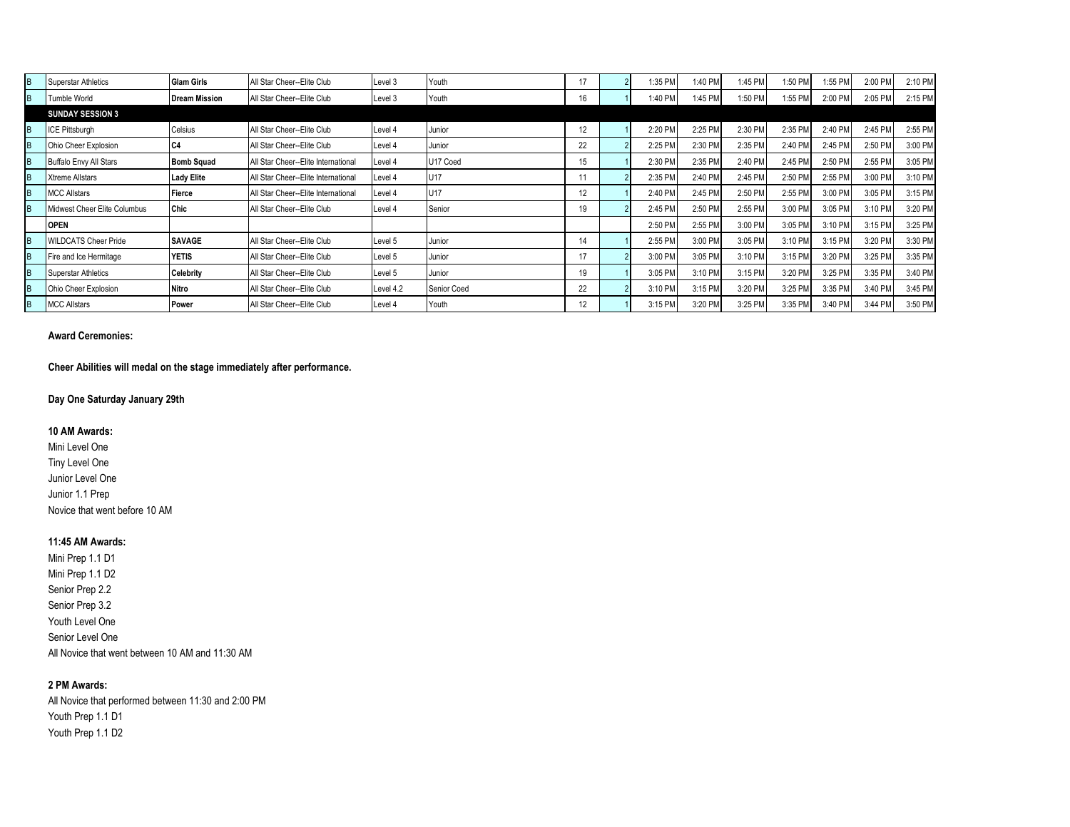| | | | | | | | | | | | | | | |
|---|---|---|---|---|---|---|---|---|---|---|---|---|---|---|
| B | Superstar Athletics | **Glam Girls** | All Star Cheer--Elite Club | Level 3 | Youth | 17 | 2 | 1:35 PM | 1:40 PM | 1:45 PM | 1:50 PM | 1:55 PM | 2:00 PM | 2:10 PM |
| B | Tumble World | **Dream Mission** | All Star Cheer--Elite Club | Level 3 | Youth | 16 | 1 | 1:40 PM | 1:45 PM | 1:50 PM | 1:55 PM | 2:00 PM | 2:05 PM | 2:15 PM |
| | **SUNDAY SESSION 3** | | | | | | | | | | | | | |
| B | ICE Pittsburgh | Celsius | All Star Cheer--Elite Club | Level 4 | Junior | 12 | 1 | 2:20 PM | 2:25 PM | 2:30 PM | 2:35 PM | 2:40 PM | 2:45 PM | 2:55 PM |
| B | Ohio Cheer Explosion | **C4** | All Star Cheer--Elite Club | Level 4 | Junior | 22 | 2 | 2:25 PM | 2:30 PM | 2:35 PM | 2:40 PM | 2:45 PM | 2:50 PM | 3:00 PM |
| B | Buffalo Envy All Stars | **Bomb Squad** | All Star Cheer--Elite International | Level 4 | U17 Coed | 15 | 1 | 2:30 PM | 2:35 PM | 2:40 PM | 2:45 PM | 2:50 PM | 2:55 PM | 3:05 PM |
| B | Xtreme Allstars | **Lady Elite** | All Star Cheer--Elite International | Level 4 | U17 | 11 | 2 | 2:35 PM | 2:40 PM | 2:45 PM | 2:50 PM | 2:55 PM | 3:00 PM | 3:10 PM |
| B | MCC Allstars | **Fierce** | All Star Cheer--Elite International | Level 4 | U17 | 12 | 1 | 2:40 PM | 2:45 PM | 2:50 PM | 2:55 PM | 3:00 PM | 3:05 PM | 3:15 PM |
| B | Midwest Cheer Elite Columbus | **Chic** | All Star Cheer--Elite Club | Level 4 | Senior | 19 | 2 | 2:45 PM | 2:50 PM | 2:55 PM | 3:00 PM | 3:05 PM | 3:10 PM | 3:20 PM |
| | **OPEN** | | | | | | | 2:50 PM | 2:55 PM | 3:00 PM | 3:05 PM | 3:10 PM | 3:15 PM | 3:25 PM |
| B | WILDCATS Cheer Pride | **SAVAGE** | All Star Cheer--Elite Club | Level 5 | Junior | 14 | 1 | 2:55 PM | 3:00 PM | 3:05 PM | 3:10 PM | 3:15 PM | 3:20 PM | 3:30 PM |
| B | Fire and Ice Hermitage | **YETIS** | All Star Cheer--Elite Club | Level 5 | Junior | 17 | 2 | 3:00 PM | 3:05 PM | 3:10 PM | 3:15 PM | 3:20 PM | 3:25 PM | 3:35 PM |
| B | Superstar Athletics | **Celebrity** | All Star Cheer--Elite Club | Level 5 | Junior | 19 | 1 | 3:05 PM | 3:10 PM | 3:15 PM | 3:20 PM | 3:25 PM | 3:35 PM | 3:40 PM |
| B | Ohio Cheer Explosion | **Nitro** | All Star Cheer--Elite Club | Level 4.2 | Senior Coed | 22 | 2 | 3:10 PM | 3:15 PM | 3:20 PM | 3:25 PM | 3:35 PM | 3:40 PM | 3:45 PM |
| B | MCC Allstars | **Power** | All Star Cheer--Elite Club | Level 4 | Youth | 12 | 1 | 3:15 PM | 3:20 PM | 3:25 PM | 3:35 PM | 3:40 PM | 3:44 PM | 3:50 PM |

**Award Ceremonies:**

**Cheer Abilities will medal on the stage immediately after performance.**

**Day One Saturday January 29th**

**10 AM Awards:**

Mini Level One
Tiny Level One
Junior Level One
Junior 1.1 Prep
Novice that went before 10 AM

**11:45 AM Awards:**

Mini Prep 1.1 D1
Mini Prep 1.1 D2
Senior Prep 2.2
Senior Prep 3.2
Youth Level One
Senior Level One
All Novice that went between 10 AM and 11:30 AM

**2 PM Awards:**

All Novice that performed between 11:30 and 2:00 PM
Youth Prep 1.1 D1
Youth Prep 1.1 D2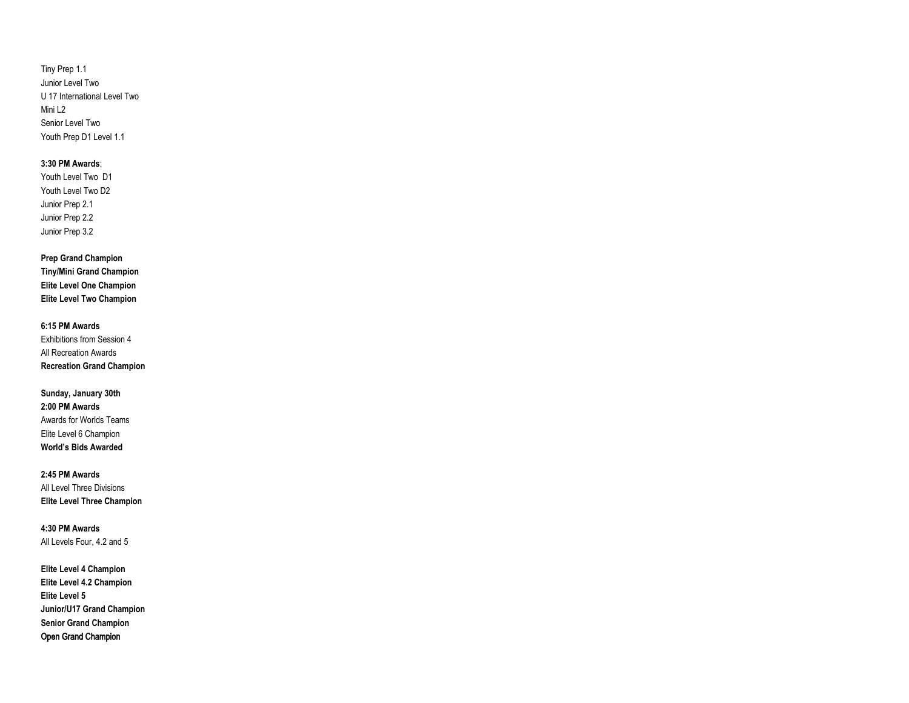Tiny Prep 1.1
Junior Level Two
U 17 International Level Two
Mini L2
Senior Level Two
Youth Prep D1 Level 1.1

**3:30 PM Awards**:
Youth Level Two  D1
Youth Level Two D2
Junior Prep 2.1
Junior Prep 2.2
Junior Prep 3.2

**Prep Grand Champion**
**Tiny/Mini Grand Champion**
**Elite Level One Champion**
**Elite Level Two Champion**

**6:15 PM Awards**
Exhibitions from Session 4
All Recreation Awards
**Recreation Grand Champion**

**Sunday, January 30th**
**2:00 PM Awards**
Awards for Worlds Teams
Elite Level 6 Champion
**World's Bids Awarded**

**2:45 PM Awards**
All Level Three Divisions
**Elite Level Three Champion**

**4:30 PM Awards**
All Levels Four, 4.2 and 5

**Elite Level 4 Champion**
**Elite Level 4.2 Champion**
**Elite Level 5**
**Junior/U17 Grand Champion**
**Senior Grand Champion**
**Open Grand Champion**